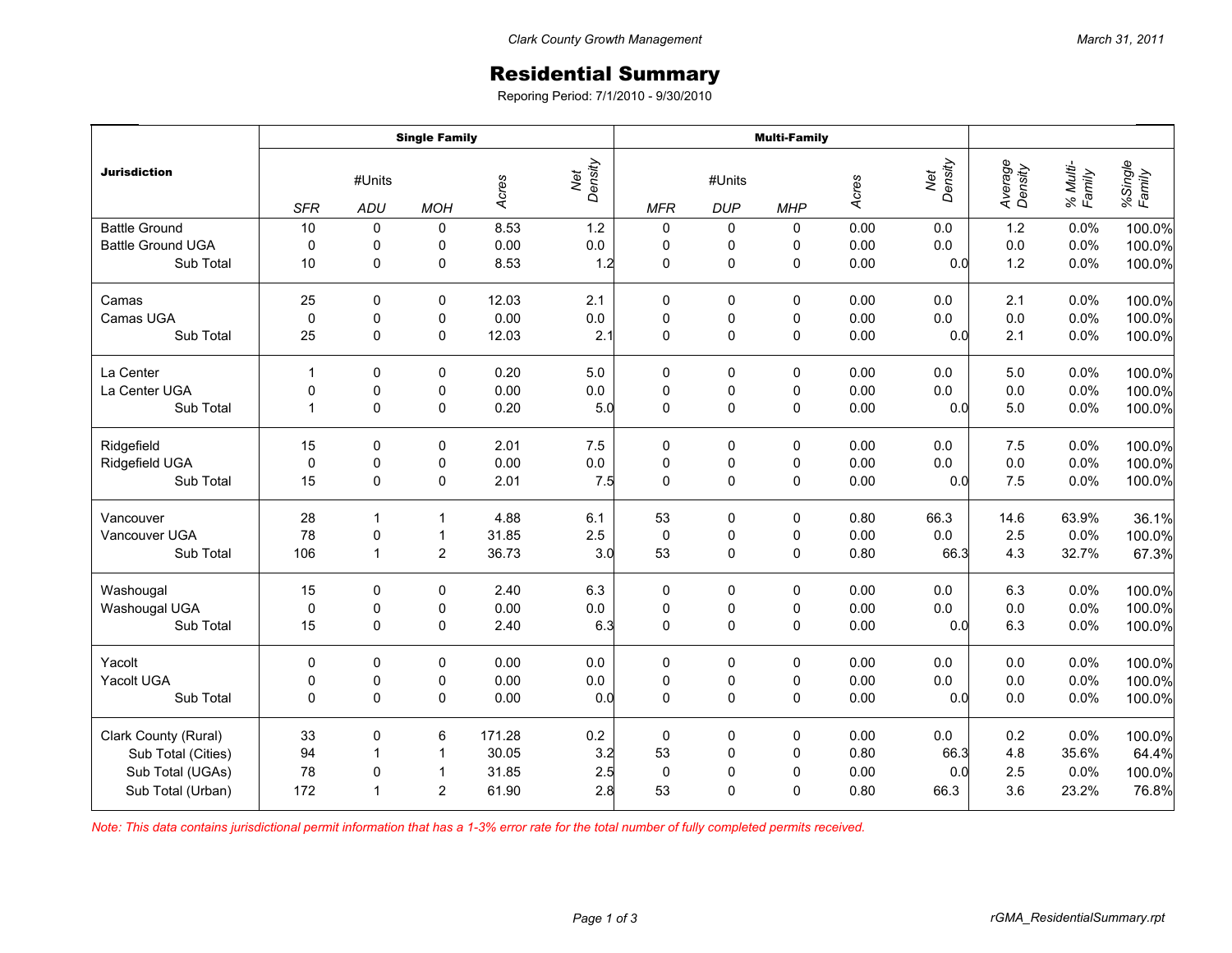Clark County Growth Management

March 31, 2011

# Residential Summary

Reporing Period: 7/1/2010 - 9/30/2010

| Jurisdiction | Single Family | | | | | Multi-Family | | | | | | | |
|---|---|---|---|---|---|---|---|---|---|---|---|---|---|
| | #Units | | | Acres | Net Density | #Units | | | Acres | Net Density | Average Density | % Multi-Family | %Single Family |
| | SFR | ADU | MOH | | | MFR | DUP | MHP | | | | | |
| Battle Ground | 10 | 0 | 0 | 8.53 | 1.2 | 0 | 0 | 0 | 0.00 | 0.0 | 1.2 | 0.0% | 100.0% |
| Battle Ground UGA | 0 | 0 | 0 | 0.00 | 0.0 | 0 | 0 | 0 | 0.00 | 0.0 | 0.0 | 0.0% | 100.0% |
| Sub Total | 10 | 0 | 0 | 8.53 | 1.2 | 0 | 0 | 0 | 0.00 | 0.0 | 1.2 | 0.0% | 100.0% |
| Camas | 25 | 0 | 0 | 12.03 | 2.1 | 0 | 0 | 0 | 0.00 | 0.0 | 2.1 | 0.0% | 100.0% |
| Camas UGA | 0 | 0 | 0 | 0.00 | 0.0 | 0 | 0 | 0 | 0.00 | 0.0 | 0.0 | 0.0% | 100.0% |
| Sub Total | 25 | 0 | 0 | 12.03 | 2.1 | 0 | 0 | 0 | 0.00 | 0.0 | 2.1 | 0.0% | 100.0% |
| La Center | 1 | 0 | 0 | 0.20 | 5.0 | 0 | 0 | 0 | 0.00 | 0.0 | 5.0 | 0.0% | 100.0% |
| La Center UGA | 0 | 0 | 0 | 0.00 | 0.0 | 0 | 0 | 0 | 0.00 | 0.0 | 0.0 | 0.0% | 100.0% |
| Sub Total | 1 | 0 | 0 | 0.20 | 5.0 | 0 | 0 | 0 | 0.00 | 0.0 | 5.0 | 0.0% | 100.0% |
| Ridgefield | 15 | 0 | 0 | 2.01 | 7.5 | 0 | 0 | 0 | 0.00 | 0.0 | 7.5 | 0.0% | 100.0% |
| Ridgefield UGA | 0 | 0 | 0 | 0.00 | 0.0 | 0 | 0 | 0 | 0.00 | 0.0 | 0.0 | 0.0% | 100.0% |
| Sub Total | 15 | 0 | 0 | 2.01 | 7.5 | 0 | 0 | 0 | 0.00 | 0.0 | 7.5 | 0.0% | 100.0% |
| Vancouver | 28 | 1 | 1 | 4.88 | 6.1 | 53 | 0 | 0 | 0.80 | 66.3 | 14.6 | 63.9% | 36.1% |
| Vancouver UGA | 78 | 0 | 1 | 31.85 | 2.5 | 0 | 0 | 0 | 0.00 | 0.0 | 2.5 | 0.0% | 100.0% |
| Sub Total | 106 | 1 | 2 | 36.73 | 3.0 | 53 | 0 | 0 | 0.80 | 66.3 | 4.3 | 32.7% | 67.3% |
| Washougal | 15 | 0 | 0 | 2.40 | 6.3 | 0 | 0 | 0 | 0.00 | 0.0 | 6.3 | 0.0% | 100.0% |
| Washougal UGA | 0 | 0 | 0 | 0.00 | 0.0 | 0 | 0 | 0 | 0.00 | 0.0 | 0.0 | 0.0% | 100.0% |
| Sub Total | 15 | 0 | 0 | 2.40 | 6.3 | 0 | 0 | 0 | 0.00 | 0.0 | 6.3 | 0.0% | 100.0% |
| Yacolt | 0 | 0 | 0 | 0.00 | 0.0 | 0 | 0 | 0 | 0.00 | 0.0 | 0.0 | 0.0% | 100.0% |
| Yacolt UGA | 0 | 0 | 0 | 0.00 | 0.0 | 0 | 0 | 0 | 0.00 | 0.0 | 0.0 | 0.0% | 100.0% |
| Sub Total | 0 | 0 | 0 | 0.00 | 0.0 | 0 | 0 | 0 | 0.00 | 0.0 | 0.0 | 0.0% | 100.0% |
| Clark County (Rural) | 33 | 0 | 6 | 171.28 | 0.2 | 0 | 0 | 0 | 0.00 | 0.0 | 0.2 | 0.0% | 100.0% |
| Sub Total (Cities) | 94 | 1 | 1 | 30.05 | 3.2 | 53 | 0 | 0 | 0.80 | 66.3 | 4.8 | 35.6% | 64.4% |
| Sub Total (UGAs) | 78 | 0 | 1 | 31.85 | 2.5 | 0 | 0 | 0 | 0.00 | 0.0 | 2.5 | 0.0% | 100.0% |
| Sub Total (Urban) | 172 | 1 | 2 | 61.90 | 2.8 | 53 | 0 | 0 | 0.80 | 66.3 | 3.6 | 23.2% | 76.8% |

*Note: This data contains jurisdictional permit information that has a 1-3% error rate for the total number of fully completed permits received.*

rGMA_ResidentialSummary.rpt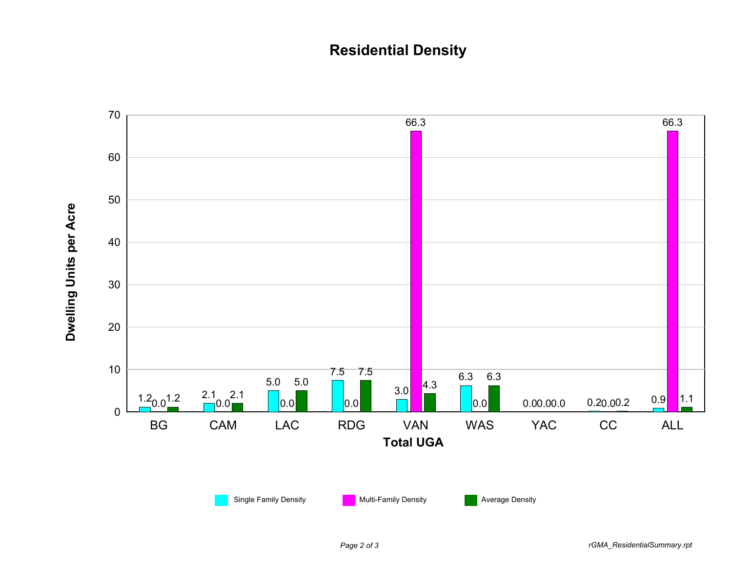# Residential Density

| Total UGA | Single Family Density | Multi-Family Density | Average Density |
|---|---|---|---|
| BG | 1.2 | 0.0 | 1.2 |
| CAM | 2.1 | 0.0 | 2.1 |
| LAC | 5.0 | 0.0 | 5.0 |
| RDG | 7.5 | 0.0 | 7.5 |
| VAN | 3.0 | 66.3 | 4.3 |
| WAS | 6.3 | 0.0 | 6.3 |
| YAC | 0.0 | 0.0 | 0.0 |
| CC | 0.2 | 0.0 | 0.2 |
| ALL | 0.9 | 66.3 | 1.1 |

Y-axis: Dwelling Units per Acre

X-axis: Total UGA

rGMA_ResidentialSummary.rpt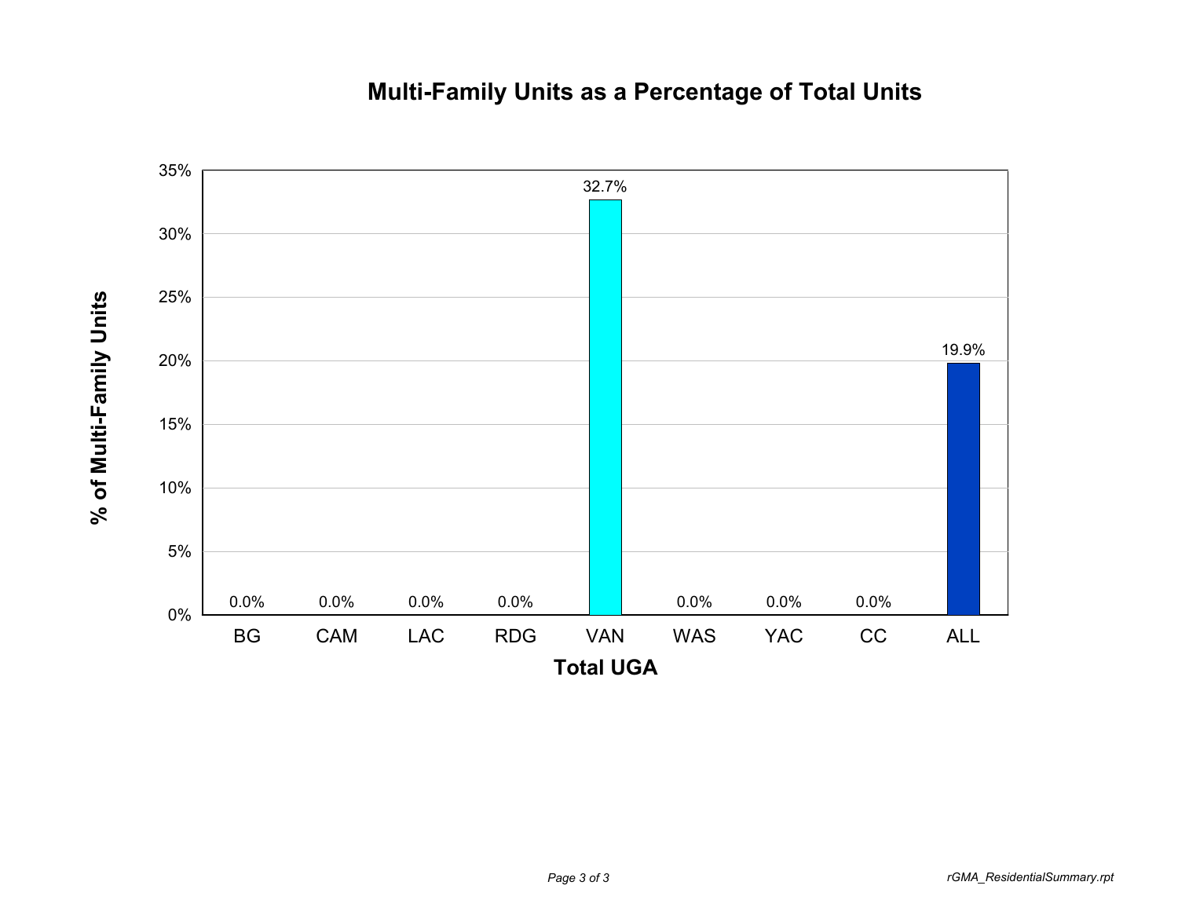## Multi-Family Units as a Percentage of Total Units

% of Multi-Family Units

35%
30%
25%
20%
15%
10%
5%
0%

0.0%
0.0%
0.0%
0.0%
32.7%
0.0%
0.0%
0.0%
19.9%

BG
CAM
LAC
RDG
VAN
WAS
YAC
CC
ALL

Total UGA

*rGMA_ResidentialSummary.rpt*